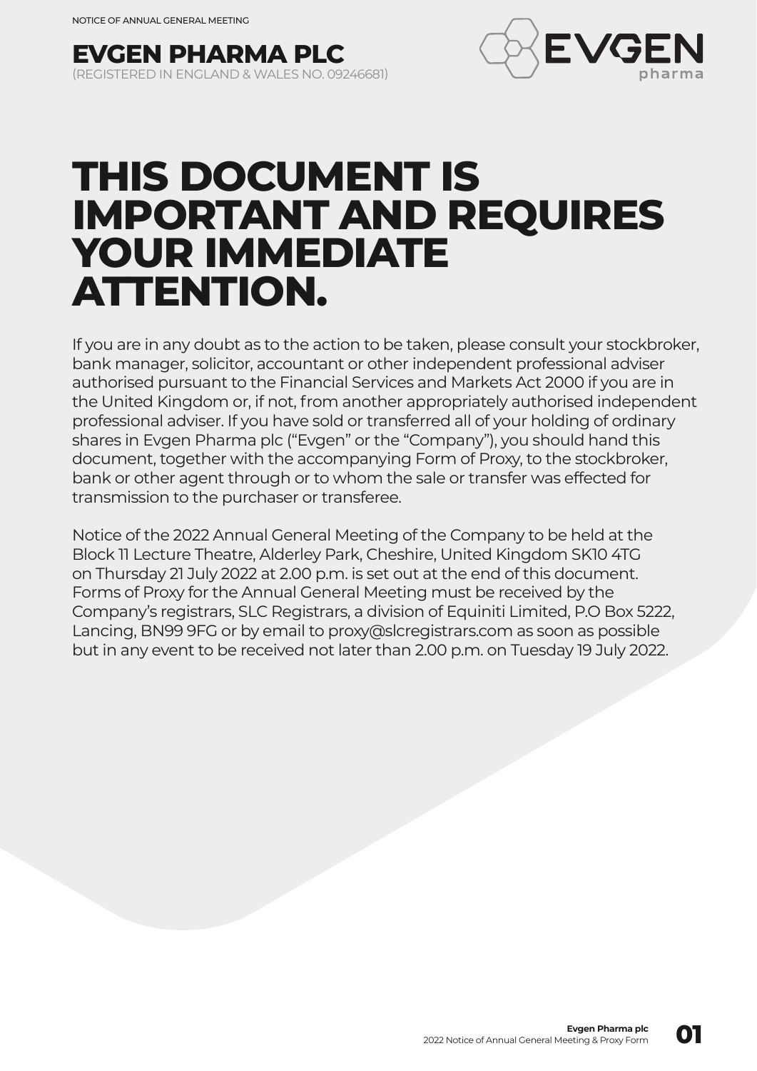# EVGEN PHARMA PLC

(REGISTERED IN ENGLAND & WALES NO. 09246681)

# THIS DOCUMENT IS IMPORTANT AND REQUIRES YOUR IMMEDIATE ATTENTION.

If you are in any doubt as to the action to be taken, please consult your stockbroker, bank manager, solicitor, accountant or other independent professional adviser authorised pursuant to the Financial Services and Markets Act 2000 if you are in the United Kingdom or, if not, from another appropriately authorised independent professional adviser. If you have sold or transferred all of your holding of ordinary shares in Evgen Pharma plc ("Evgen" or the "Company"), you should hand this document, together with the accompanying Form of Proxy, to the stockbroker, bank or other agent through or to whom the sale or transfer was effected for transmission to the purchaser or transferee.

Notice of the 2022 Annual General Meeting of the Company to be held at the Block 11 Lecture Theatre, Alderley Park, Cheshire, United Kingdom SK10 4TG on Thursday 21 July 2022 at 2.00 p.m. is set out at the end of this document. Forms of Proxy for the Annual General Meeting must be received by the Company's registrars, SLC Registrars, a division of Equiniti Limited, P.O Box 5222, Lancing, BN99 9FG or by email to proxy@slcregistrars.com as soon as possible but in any event to be received not later than 2.00 p.m. on Tuesday 19 July 2022.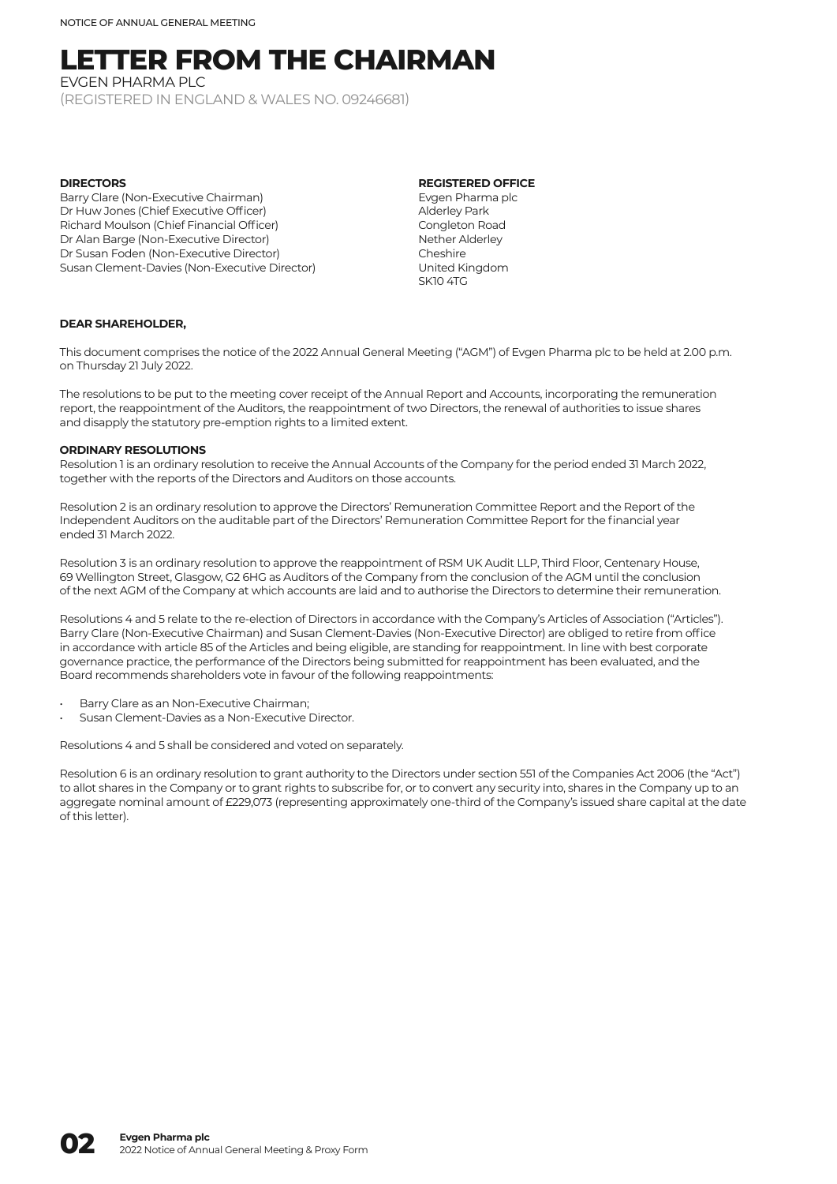# LETTER FROM THE CHAIRMAN

EVGEN PHARMA PLC

(REGISTERED IN ENGLAND & WALES NO. 09246681)

**DIRECTORS**

Barry Clare (Non-Executive Chairman)
Dr Huw Jones (Chief Executive Officer)
Richard Moulson (Chief Financial Officer)
Dr Alan Barge (Non-Executive Director)
Dr Susan Foden (Non-Executive Director)
Susan Clement-Davies (Non-Executive Director)

**REGISTERED OFFICE**

Evgen Pharma plc
Alderley Park
Congleton Road
Nether Alderley
Cheshire
United Kingdom
SK10 4TG

**DEAR SHAREHOLDER,**

This document comprises the notice of the 2022 Annual General Meeting ("AGM") of Evgen Pharma plc to be held at 2.00 p.m. on Thursday 21 July 2022.

The resolutions to be put to the meeting cover receipt of the Annual Report and Accounts, incorporating the remuneration report, the reappointment of the Auditors, the reappointment of two Directors, the renewal of authorities to issue shares and disapply the statutory pre-emption rights to a limited extent.

**ORDINARY RESOLUTIONS**

Resolution 1 is an ordinary resolution to receive the Annual Accounts of the Company for the period ended 31 March 2022, together with the reports of the Directors and Auditors on those accounts.

Resolution 2 is an ordinary resolution to approve the Directors' Remuneration Committee Report and the Report of the Independent Auditors on the auditable part of the Directors' Remuneration Committee Report for the financial year ended 31 March 2022.

Resolution 3 is an ordinary resolution to approve the reappointment of RSM UK Audit LLP, Third Floor, Centenary House, 69 Wellington Street, Glasgow, G2 6HG as Auditors of the Company from the conclusion of the AGM until the conclusion of the next AGM of the Company at which accounts are laid and to authorise the Directors to determine their remuneration.

Resolutions 4 and 5 relate to the re-election of Directors in accordance with the Company's Articles of Association ("Articles"). Barry Clare (Non-Executive Chairman) and Susan Clement-Davies (Non-Executive Director) are obliged to retire from office in accordance with article 85 of the Articles and being eligible, are standing for reappointment. In line with best corporate governance practice, the performance of the Directors being submitted for reappointment has been evaluated, and the Board recommends shareholders vote in favour of the following reappointments:

- Barry Clare as an Non-Executive Chairman;
- Susan Clement-Davies as a Non-Executive Director.

Resolutions 4 and 5 shall be considered and voted on separately.

Resolution 6 is an ordinary resolution to grant authority to the Directors under section 551 of the Companies Act 2006 (the "Act") to allot shares in the Company or to grant rights to subscribe for, or to convert any security into, shares in the Company up to an aggregate nominal amount of £229,073 (representing approximately one-third of the Company's issued share capital at the date of this letter).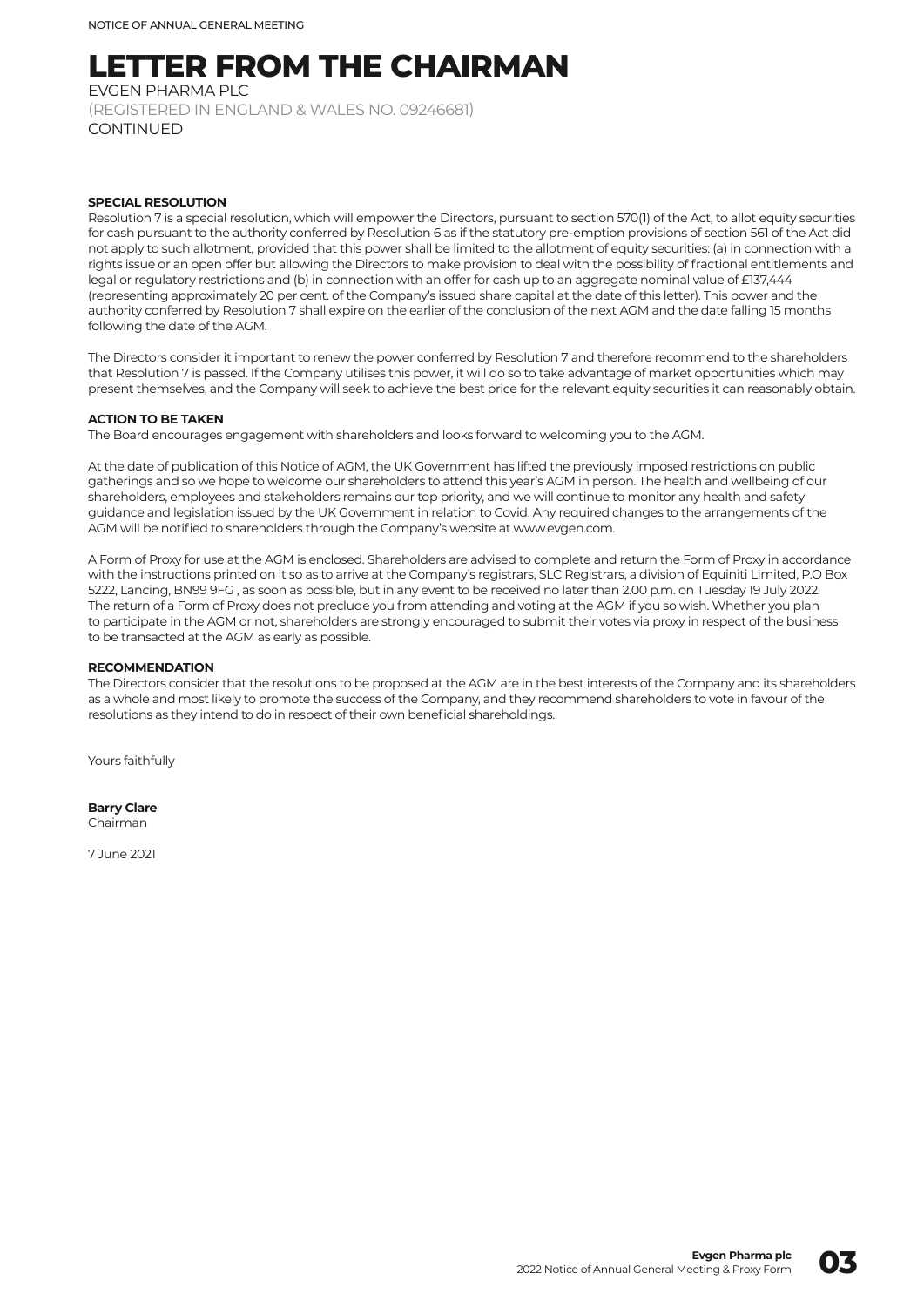# LETTER FROM THE CHAIRMAN

EVGEN PHARMA PLC

(REGISTERED IN ENGLAND & WALES NO. 09246681)

CONTINUED

**SPECIAL RESOLUTION**

Resolution 7 is a special resolution, which will empower the Directors, pursuant to section 570(1) of the Act, to allot equity securities for cash pursuant to the authority conferred by Resolution 6 as if the statutory pre-emption provisions of section 561 of the Act did not apply to such allotment, provided that this power shall be limited to the allotment of equity securities: (a) in connection with a rights issue or an open offer but allowing the Directors to make provision to deal with the possibility of fractional entitlements and legal or regulatory restrictions and (b) in connection with an offer for cash up to an aggregate nominal value of £137,444 (representing approximately 20 per cent. of the Company's issued share capital at the date of this letter). This power and the authority conferred by Resolution 7 shall expire on the earlier of the conclusion of the next AGM and the date falling 15 months following the date of the AGM.

The Directors consider it important to renew the power conferred by Resolution 7 and therefore recommend to the shareholders that Resolution 7 is passed. If the Company utilises this power, it will do so to take advantage of market opportunities which may present themselves, and the Company will seek to achieve the best price for the relevant equity securities it can reasonably obtain.

**ACTION TO BE TAKEN**

The Board encourages engagement with shareholders and looks forward to welcoming you to the AGM.

At the date of publication of this Notice of AGM, the UK Government has lifted the previously imposed restrictions on public gatherings and so we hope to welcome our shareholders to attend this year's AGM in person. The health and wellbeing of our shareholders, employees and stakeholders remains our top priority, and we will continue to monitor any health and safety guidance and legislation issued by the UK Government in relation to Covid. Any required changes to the arrangements of the AGM will be notified to shareholders through the Company's website at www.evgen.com.

A Form of Proxy for use at the AGM is enclosed. Shareholders are advised to complete and return the Form of Proxy in accordance with the instructions printed on it so as to arrive at the Company's registrars, SLC Registrars, a division of Equiniti Limited, P.O Box 5222, Lancing, BN99 9FG , as soon as possible, but in any event to be received no later than 2.00 p.m. on Tuesday 19 July 2022. The return of a Form of Proxy does not preclude you from attending and voting at the AGM if you so wish. Whether you plan to participate in the AGM or not, shareholders are strongly encouraged to submit their votes via proxy in respect of the business to be transacted at the AGM as early as possible.

**RECOMMENDATION**

The Directors consider that the resolutions to be proposed at the AGM are in the best interests of the Company and its shareholders as a whole and most likely to promote the success of the Company, and they recommend shareholders to vote in favour of the resolutions as they intend to do in respect of their own beneficial shareholdings.

Yours faithfully

**Barry Clare**
Chairman

7 June 2021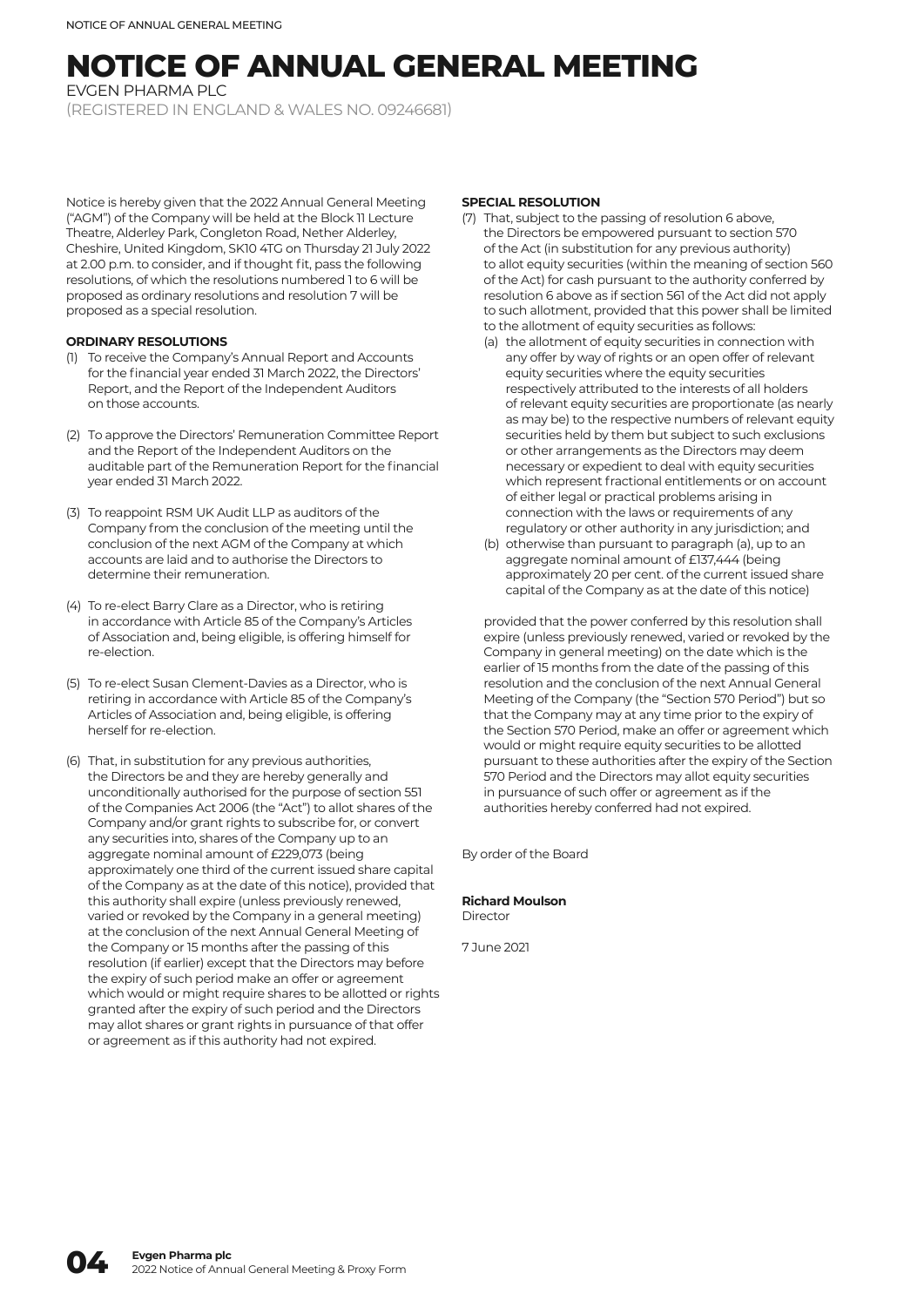# NOTICE OF ANNUAL GENERAL MEETING

EVGEN PHARMA PLC

(REGISTERED IN ENGLAND & WALES NO. 09246681)

Notice is hereby given that the 2022 Annual General Meeting ("AGM") of the Company will be held at the Block 11 Lecture Theatre, Alderley Park, Congleton Road, Nether Alderley, Cheshire, United Kingdom, SK10 4TG on Thursday 21 July 2022 at 2.00 p.m. to consider, and if thought fit, pass the following resolutions, of which the resolutions numbered 1 to 6 will be proposed as ordinary resolutions and resolution 7 will be proposed as a special resolution.

**ORDINARY RESOLUTIONS**

(1) To receive the Company's Annual Report and Accounts for the financial year ended 31 March 2022, the Directors' Report, and the Report of the Independent Auditors on those accounts.

(2) To approve the Directors' Remuneration Committee Report and the Report of the Independent Auditors on the auditable part of the Remuneration Report for the financial year ended 31 March 2022.

(3) To reappoint RSM UK Audit LLP as auditors of the Company from the conclusion of the meeting until the conclusion of the next AGM of the Company at which accounts are laid and to authorise the Directors to determine their remuneration.

(4) To re-elect Barry Clare as a Director, who is retiring in accordance with Article 85 of the Company's Articles of Association and, being eligible, is offering himself for re-election.

(5) To re-elect Susan Clement-Davies as a Director, who is retiring in accordance with Article 85 of the Company's Articles of Association and, being eligible, is offering herself for re-election.

(6) That, in substitution for any previous authorities, the Directors be and they are hereby generally and unconditionally authorised for the purpose of section 551 of the Companies Act 2006 (the "Act") to allot shares of the Company and/or grant rights to subscribe for, or convert any securities into, shares of the Company up to an aggregate nominal amount of £229,073 (being approximately one third of the current issued share capital of the Company as at the date of this notice), provided that this authority shall expire (unless previously renewed, varied or revoked by the Company in a general meeting) at the conclusion of the next Annual General Meeting of the Company or 15 months after the passing of this resolution (if earlier) except that the Directors may before the expiry of such period make an offer or agreement which would or might require shares to be allotted or rights granted after the expiry of such period and the Directors may allot shares or grant rights in pursuance of that offer or agreement as if this authority had not expired.

**SPECIAL RESOLUTION**

(7) That, subject to the passing of resolution 6 above, the Directors be empowered pursuant to section 570 of the Act (in substitution for any previous authority) to allot equity securities (within the meaning of section 560 of the Act) for cash pursuant to the authority conferred by resolution 6 above as if section 561 of the Act did not apply to such allotment, provided that this power shall be limited to the allotment of equity securities as follows:

   (a) the allotment of equity securities in connection with any offer by way of rights or an open offer of relevant equity securities where the equity securities respectively attributed to the interests of all holders of relevant equity securities are proportionate (as nearly as may be) to the respective numbers of relevant equity securities held by them but subject to such exclusions or other arrangements as the Directors may deem necessary or expedient to deal with equity securities which represent fractional entitlements or on account of either legal or practical problems arising in connection with the laws or requirements of any regulatory or other authority in any jurisdiction; and

   (b) otherwise than pursuant to paragraph (a), up to an aggregate nominal amount of £137,444 (being approximately 20 per cent. of the current issued share capital of the Company as at the date of this notice)

   provided that the power conferred by this resolution shall expire (unless previously renewed, varied or revoked by the Company in general meeting) on the date which is the earlier of 15 months from the date of the passing of this resolution and the conclusion of the next Annual General Meeting of the Company (the "Section 570 Period") but so that the Company may at any time prior to the expiry of the Section 570 Period, make an offer or agreement which would or might require equity securities to be allotted pursuant to these authorities after the expiry of the Section 570 Period and the Directors may allot equity securities in pursuance of such offer or agreement as if the authorities hereby conferred had not expired.

By order of the Board

**Richard Moulson**
Director

7 June 2021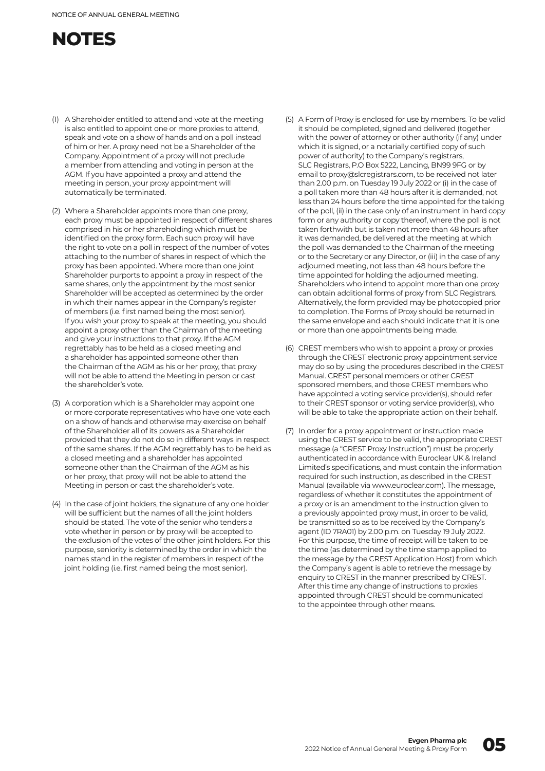# NOTES

(1) A Shareholder entitled to attend and vote at the meeting is also entitled to appoint one or more proxies to attend, speak and vote on a show of hands and on a poll instead of him or her. A proxy need not be a Shareholder of the Company. Appointment of a proxy will not preclude a member from attending and voting in person at the AGM. If you have appointed a proxy and attend the meeting in person, your proxy appointment will automatically be terminated.

(2) Where a Shareholder appoints more than one proxy, each proxy must be appointed in respect of different shares comprised in his or her shareholding which must be identified on the proxy form. Each such proxy will have the right to vote on a poll in respect of the number of votes attaching to the number of shares in respect of which the proxy has been appointed. Where more than one joint Shareholder purports to appoint a proxy in respect of the same shares, only the appointment by the most senior Shareholder will be accepted as determined by the order in which their names appear in the Company's register of members (i.e. first named being the most senior). If you wish your proxy to speak at the meeting, you should appoint a proxy other than the Chairman of the meeting and give your instructions to that proxy. If the AGM regrettably has to be held as a closed meeting and a shareholder has appointed someone other than the Chairman of the AGM as his or her proxy, that proxy will not be able to attend the Meeting in person or cast the shareholder's vote.

(3) A corporation which is a Shareholder may appoint one or more corporate representatives who have one vote each on a show of hands and otherwise may exercise on behalf of the Shareholder all of its powers as a Shareholder provided that they do not do so in different ways in respect of the same shares. If the AGM regrettably has to be held as a closed meeting and a shareholder has appointed someone other than the Chairman of the AGM as his or her proxy, that proxy will not be able to attend the Meeting in person or cast the shareholder's vote.

(4) In the case of joint holders, the signature of any one holder will be sufficient but the names of all the joint holders should be stated. The vote of the senior who tenders a vote whether in person or by proxy will be accepted to the exclusion of the votes of the other joint holders. For this purpose, seniority is determined by the order in which the names stand in the register of members in respect of the joint holding (i.e. first named being the most senior).

(5) A Form of Proxy is enclosed for use by members. To be valid it should be completed, signed and delivered (together with the power of attorney or other authority (if any) under which it is signed, or a notarially certified copy of such power of authority) to the Company's registrars, SLC Registrars, P.O Box 5222, Lancing, BN99 9FG or by email to proxy@slcregistrars.com, to be received not later than 2.00 p.m. on Tuesday 19 July 2022 or (i) in the case of a poll taken more than 48 hours after it is demanded, not less than 24 hours before the time appointed for the taking of the poll, (ii) in the case only of an instrument in hard copy form or any authority or copy thereof, where the poll is not taken forthwith but is taken not more than 48 hours after it was demanded, be delivered at the meeting at which the poll was demanded to the Chairman of the meeting or to the Secretary or any Director, or (iii) in the case of any adjourned meeting, not less than 48 hours before the time appointed for holding the adjourned meeting. Shareholders who intend to appoint more than one proxy can obtain additional forms of proxy from SLC Registrars. Alternatively, the form provided may be photocopied prior to completion. The Forms of Proxy should be returned in the same envelope and each should indicate that it is one or more than one appointments being made.

(6) CREST members who wish to appoint a proxy or proxies through the CREST electronic proxy appointment service may do so by using the procedures described in the CREST Manual. CREST personal members or other CREST sponsored members, and those CREST members who have appointed a voting service provider(s), should refer to their CREST sponsor or voting service provider(s), who will be able to take the appropriate action on their behalf.

(7) In order for a proxy appointment or instruction made using the CREST service to be valid, the appropriate CREST message (a "CREST Proxy Instruction") must be properly authenticated in accordance with Euroclear UK & Ireland Limited's specifications, and must contain the information required for such instruction, as described in the CREST Manual (available via www.euroclear.com). The message, regardless of whether it constitutes the appointment of a proxy or is an amendment to the instruction given to a previously appointed proxy must, in order to be valid, be transmitted so as to be received by the Company's agent (ID 7RA01) by 2.00 p.m. on Tuesday 19 July 2022. For this purpose, the time of receipt will be taken to be the time (as determined by the time stamp applied to the message by the CREST Application Host) from which the Company's agent is able to retrieve the message by enquiry to CREST in the manner prescribed by CREST. After this time any change of instructions to proxies appointed through CREST should be communicated to the appointee through other means.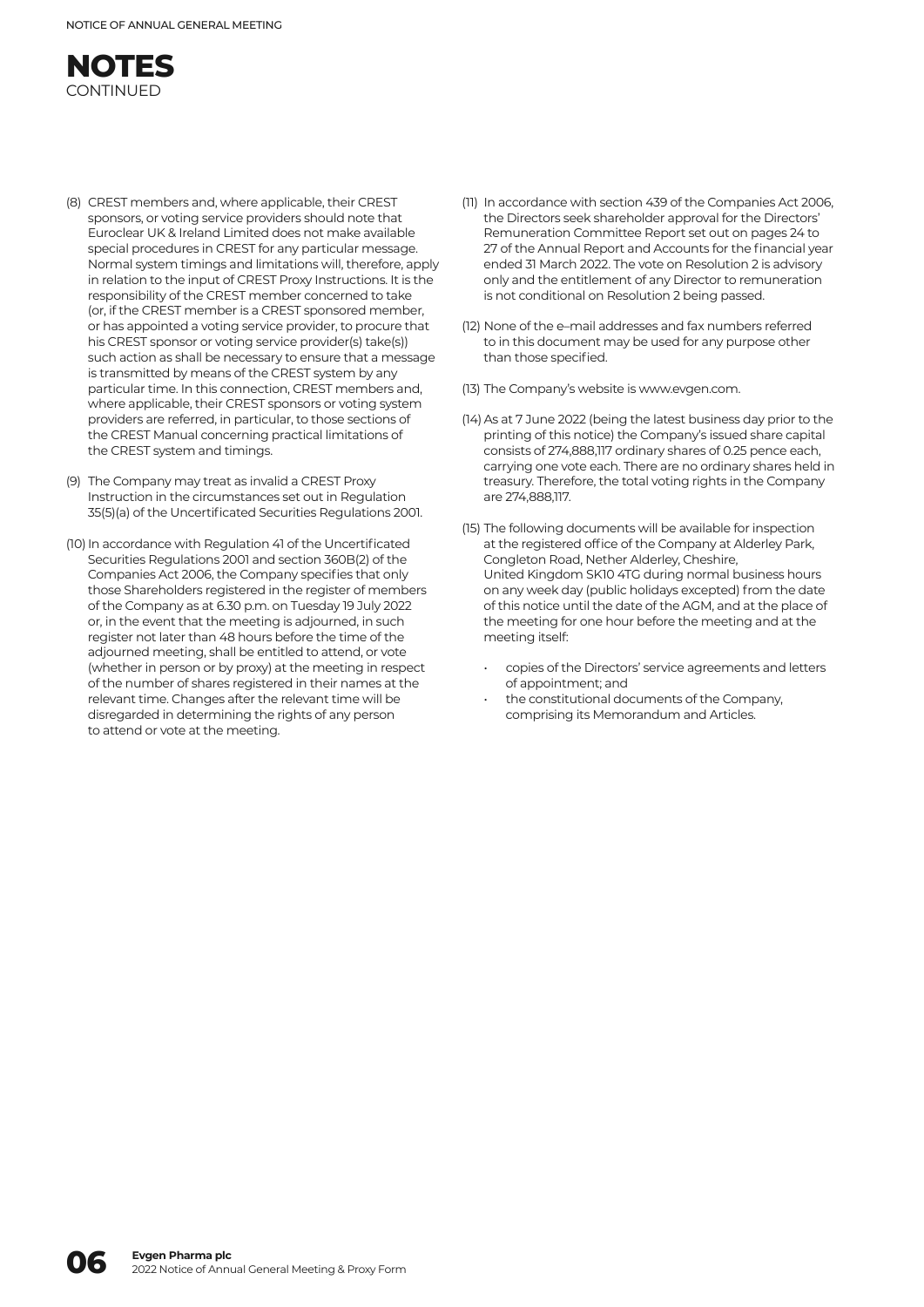# NOTES
CONTINUED

(8) CREST members and, where applicable, their CREST sponsors, or voting service providers should note that Euroclear UK & Ireland Limited does not make available special procedures in CREST for any particular message. Normal system timings and limitations will, therefore, apply in relation to the input of CREST Proxy Instructions. It is the responsibility of the CREST member concerned to take (or, if the CREST member is a CREST sponsored member, or has appointed a voting service provider, to procure that his CREST sponsor or voting service provider(s) take(s)) such action as shall be necessary to ensure that a message is transmitted by means of the CREST system by any particular time. In this connection, CREST members and, where applicable, their CREST sponsors or voting system providers are referred, in particular, to those sections of the CREST Manual concerning practical limitations of the CREST system and timings.

(9) The Company may treat as invalid a CREST Proxy Instruction in the circumstances set out in Regulation 35(5)(a) of the Uncertificated Securities Regulations 2001.

(10) In accordance with Regulation 41 of the Uncertificated Securities Regulations 2001 and section 360B(2) of the Companies Act 2006, the Company specifies that only those Shareholders registered in the register of members of the Company as at 6.30 p.m. on Tuesday 19 July 2022 or, in the event that the meeting is adjourned, in such register not later than 48 hours before the time of the adjourned meeting, shall be entitled to attend, or vote (whether in person or by proxy) at the meeting in respect of the number of shares registered in their names at the relevant time. Changes after the relevant time will be disregarded in determining the rights of any person to attend or vote at the meeting.

(11) In accordance with section 439 of the Companies Act 2006, the Directors seek shareholder approval for the Directors' Remuneration Committee Report set out on pages 24 to 27 of the Annual Report and Accounts for the financial year ended 31 March 2022. The vote on Resolution 2 is advisory only and the entitlement of any Director to remuneration is not conditional on Resolution 2 being passed.

(12) None of the e–mail addresses and fax numbers referred to in this document may be used for any purpose other than those specified.

(13) The Company's website is www.evgen.com.

(14) As at 7 June 2022 (being the latest business day prior to the printing of this notice) the Company's issued share capital consists of 274,888,117 ordinary shares of 0.25 pence each, carrying one vote each. There are no ordinary shares held in treasury. Therefore, the total voting rights in the Company are 274,888,117.

(15) The following documents will be available for inspection at the registered office of the Company at Alderley Park, Congleton Road, Nether Alderley, Cheshire, United Kingdom SK10 4TG during normal business hours on any week day (public holidays excepted) from the date of this notice until the date of the AGM, and at the place of the meeting for one hour before the meeting and at the meeting itself:

- copies of the Directors' service agreements and letters of appointment; and
- the constitutional documents of the Company, comprising its Memorandum and Articles.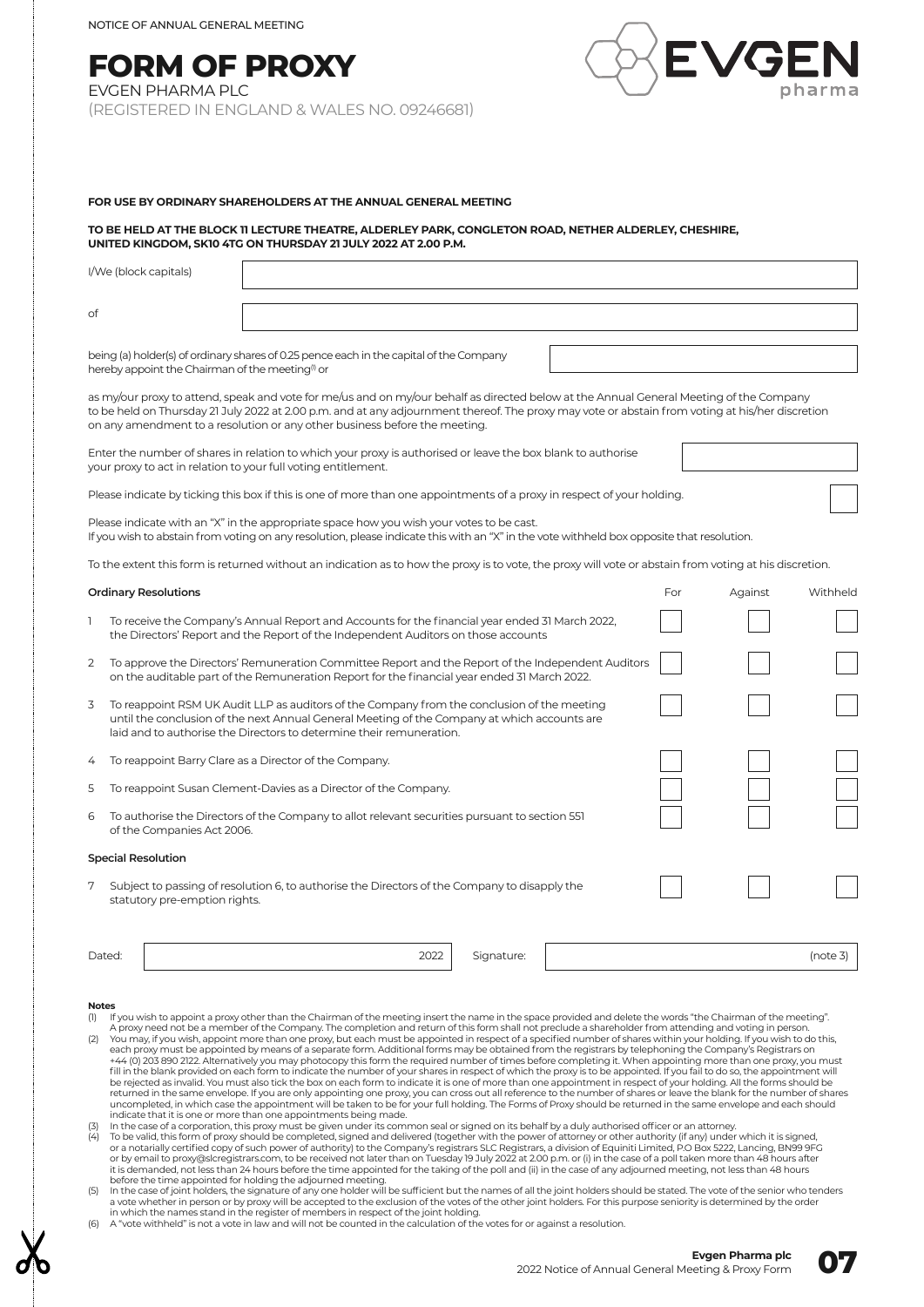# FORM OF PROXY

EVGEN PHARMA PLC
(REGISTERED IN ENGLAND & WALES NO. 09246681)

**FOR USE BY ORDINARY SHAREHOLDERS AT THE ANNUAL GENERAL MEETING**

**TO BE HELD AT THE BLOCK 11 LECTURE THEATRE, ALDERLEY PARK, CONGLETON ROAD, NETHER ALDERLEY, CHESHIRE, UNITED KINGDOM, SK10 4TG ON THURSDAY 21 JULY 2022 AT 2.00 P.M.**

I/We (block capitals) ____________________

of ____________________

being (a) holder(s) of ordinary shares of 0.25 pence each in the capital of the Company hereby appoint the Chairman of the meeting[1] or ____________________

as my/our proxy to attend, speak and vote for me/us and on my/our behalf as directed below at the Annual General Meeting of the Company to be held on Thursday 21 July 2022 at 2.00 p.m. and at any adjournment thereof. The proxy may vote or abstain from voting at his/her discretion on any amendment to a resolution or any other business before the meeting.

Enter the number of shares in relation to which your proxy is authorised or leave the box blank to authorise your proxy to act in relation to your full voting entitlement. ____________________

Please indicate by ticking this box if this is one of more than one appointments of a proxy in respect of your holding. ☐

Please indicate with an "X" in the appropriate space how you wish your votes to be cast.
If you wish to abstain from voting on any resolution, please indicate this with an "X" in the vote withheld box opposite that resolution.

To the extent this form is returned without an indication as to how the proxy is to vote, the proxy will vote or abstain from voting at his discretion.

| | Ordinary Resolutions | For | Against | Withheld |
|---|---|---|---|---|
| 1 | To receive the Company's Annual Report and Accounts for the financial year ended 31 March 2022, the Directors' Report and the Report of the Independent Auditors on those accounts | ☐ | ☐ | ☐ |
| 2 | To approve the Directors' Remuneration Committee Report and the Report of the Independent Auditors on the auditable part of the Remuneration Report for the financial year ended 31 March 2022. | ☐ | ☐ | ☐ |
| 3 | To reappoint RSM UK Audit LLP as auditors of the Company from the conclusion of the meeting until the conclusion of the next Annual General Meeting of the Company at which accounts are laid and to authorise the Directors to determine their remuneration. | ☐ | ☐ | ☐ |
| 4 | To reappoint Barry Clare as a Director of the Company. | ☐ | ☐ | ☐ |
| 5 | To reappoint Susan Clement-Davies as a Director of the Company. | ☐ | ☐ | ☐ |
| 6 | To authorise the Directors of the Company to allot relevant securities pursuant to section 551 of the Companies Act 2006. | ☐ | ☐ | ☐ |
| | **Special Resolution** | | | |
| 7 | Subject to passing of resolution 6, to authorise the Directors of the Company to disapply the statutory pre-emption rights. | ☐ | ☐ | ☐ |

Dated: ____________________ 2022 Signature: ____________________ (note 3)

**Notes**

(1) If you wish to appoint a proxy other than the Chairman of the meeting insert the name in the space provided and delete the words "the Chairman of the meeting". A proxy need not be a member of the Company. The completion and return of this form shall not preclude a shareholder from attending and voting in person.

(2) You may, if you wish, appoint more than one proxy, but each must be appointed in respect of a specified number of shares within your holding. If you wish to do this, each proxy must be appointed by means of a separate form. Additional forms may be obtained from the registrars by telephoning the Company's Registrars on +44 (0) 203 890 2122. Alternatively you may photocopy this form the required number of times before completing it. When appointing more than one proxy, you must fill in the blank provided on each form to indicate the number of your shares in respect of which the proxy is to be appointed. If you fail to do so, the appointment will be rejected as invalid. You must also tick the box on each form to indicate it is one of more than one appointment in respect of your holding. All the forms should be returned in the same envelope. If you are only appointing one proxy, you can cross out all reference to the number of shares or leave the blank for the number of shares uncompleted, in which case the appointment will be taken to be for your full holding. The Forms of Proxy should be returned in the same envelope and each should indicate that it is one or more than one appointments being made.

(3) In the case of a corporation, this proxy must be given under its common seal or signed on its behalf by a duly authorised officer or an attorney.

(4) To be valid, this form of proxy should be completed, signed and delivered (together with the power of attorney or other authority (if any) under which it is signed, or a notarially certified copy of such power of authority) to the Company's registrars SLC Registrars, a division of Equiniti Limited, P.O Box 5222, Lancing, BN99 9FG or by email to proxy@slcregistrars.com, to be received not later than on Tuesday 19 July 2022 at 2.00 p.m. or (i) in the case of a poll taken more than 48 hours after it is demanded, not less than 24 hours before the time appointed for the taking of the poll and (ii) in the case of any adjourned meeting, not less than 48 hours before the time appointed for holding the adjourned meeting.

(5) In the case of joint holders, the signature of any one holder will be sufficient but the names of all the joint holders should be stated. The vote of the senior who tenders a vote whether in person or by proxy will be accepted to the exclusion of the votes of the other joint holders. For this purpose seniority is determined by the order in which the names stand in the register of members in respect of the joint holding.

(6) A "vote withheld" is not a vote in law and will not be counted in the calculation of the votes for or against a resolution.